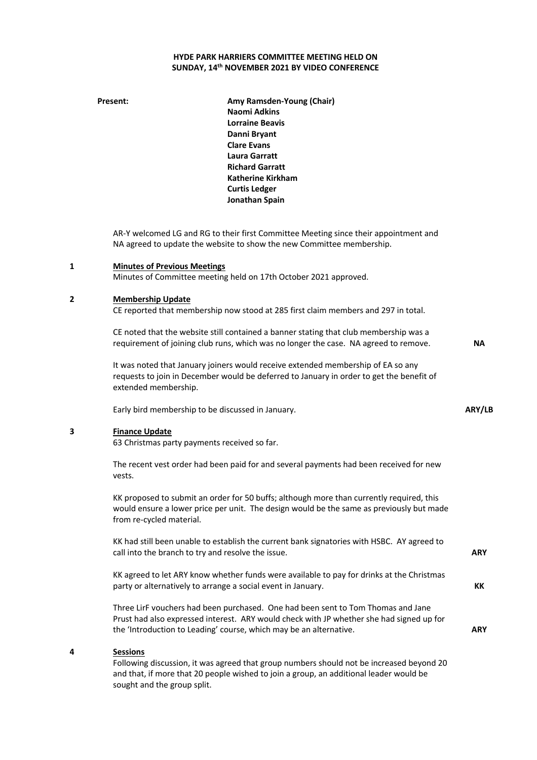**HYDE PARK HARRIERS COMMITTEE MEETING HELD ON SUNDAY, 14th NOVEMBER 2021 BY VIDEO CONFERENCE**

**Present:**

**Amy Ramsden-Young (Chair)**
**Naomi Adkins**
**Lorraine Beavis**
**Danni Bryant**
**Clare Evans**
**Laura Garratt**
**Richard Garratt**
**Katherine Kirkham**
**Curtis Ledger**
**Jonathan Spain**

AR-Y welcomed LG and RG to their first Committee Meeting since their appointment and NA agreed to update the website to show the new Committee membership.

**1 Minutes of Previous Meetings**

Minutes of Committee meeting held on 17th October 2021 approved.

**2 Membership Update**

CE reported that membership now stood at 285 first claim members and 297 in total.

CE noted that the website still contained a banner stating that club membership was a requirement of joining club runs, which was no longer the case. NA agreed to remove. **NA**

It was noted that January joiners would receive extended membership of EA so any requests to join in December would be deferred to January in order to get the benefit of extended membership.

Early bird membership to be discussed in January. **ARY/LB**

**3 Finance Update**

63 Christmas party payments received so far.

The recent vest order had been paid for and several payments had been received for new vests.

KK proposed to submit an order for 50 buffs; although more than currently required, this would ensure a lower price per unit. The design would be the same as previously but made from re-cycled material.

KK had still been unable to establish the current bank signatories with HSBC. AY agreed to call into the branch to try and resolve the issue. **ARY**

KK agreed to let ARY know whether funds were available to pay for drinks at the Christmas party or alternatively to arrange a social event in January. **KK**

Three LirF vouchers had been purchased. One had been sent to Tom Thomas and Jane Prust had also expressed interest. ARY would check with JP whether she had signed up for the 'Introduction to Leading' course, which may be an alternative. **ARY**

**4 Sessions**

Following discussion, it was agreed that group numbers should not be increased beyond 20 and that, if more that 20 people wished to join a group, an additional leader would be sought and the group split.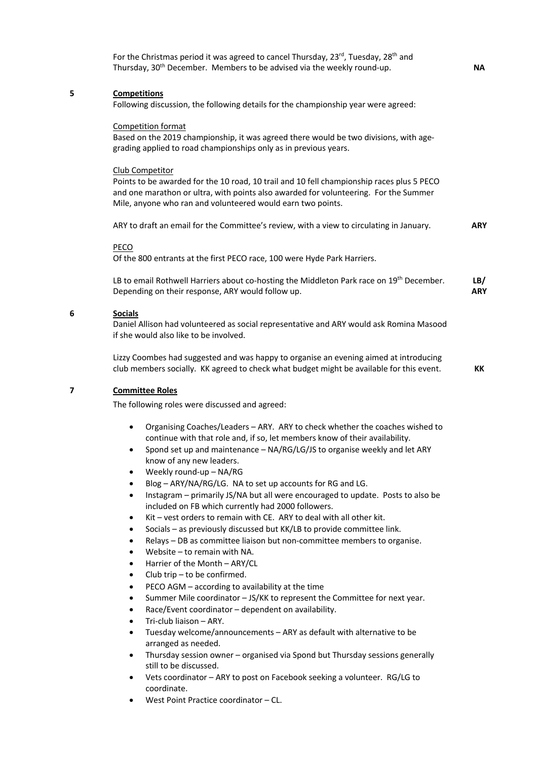For the Christmas period it was agreed to cancel Thursday, 23rd, Tuesday, 28th and Thursday, 30th December. Members to be advised via the weekly round-up. **NA**

**5** **Competitions**

Following discussion, the following details for the championship year were agreed:

Competition format

Based on the 2019 championship, it was agreed there would be two divisions, with age-grading applied to road championships only as in previous years.

Club Competitor

Points to be awarded for the 10 road, 10 trail and 10 fell championship races plus 5 PECO and one marathon or ultra, with points also awarded for volunteering. For the Summer Mile, anyone who ran and volunteered would earn two points.

ARY to draft an email for the Committee's review, with a view to circulating in January. **ARY**

PECO

Of the 800 entrants at the first PECO race, 100 were Hyde Park Harriers.

LB to email Rothwell Harriers about co-hosting the Middleton Park race on 19th December. Depending on their response, ARY would follow up. **LB/ ARY**

**6** **Socials**

Daniel Allison had volunteered as social representative and ARY would ask Romina Masood if she would also like to be involved.

Lizzy Coombes had suggested and was happy to organise an evening aimed at introducing club members socially. KK agreed to check what budget might be available for this event. **KK**

**7** **Committee Roles**

The following roles were discussed and agreed:

- Organising Coaches/Leaders – ARY. ARY to check whether the coaches wished to continue with that role and, if so, let members know of their availability.
- Spond set up and maintenance – NA/RG/LG/JS to organise weekly and let ARY know of any new leaders.
- Weekly round-up – NA/RG
- Blog – ARY/NA/RG/LG. NA to set up accounts for RG and LG.
- Instagram – primarily JS/NA but all were encouraged to update. Posts to also be included on FB which currently had 2000 followers.
- Kit – vest orders to remain with CE. ARY to deal with all other kit.
- Socials – as previously discussed but KK/LB to provide committee link.
- Relays – DB as committee liaison but non-committee members to organise.
- Website – to remain with NA.
- Harrier of the Month – ARY/CL
- Club trip – to be confirmed.
- PECO AGM – according to availability at the time
- Summer Mile coordinator – JS/KK to represent the Committee for next year.
- Race/Event coordinator – dependent on availability.
- Tri-club liaison – ARY.
- Tuesday welcome/announcements – ARY as default with alternative to be arranged as needed.
- Thursday session owner – organised via Spond but Thursday sessions generally still to be discussed.
- Vets coordinator – ARY to post on Facebook seeking a volunteer. RG/LG to coordinate.
- West Point Practice coordinator – CL.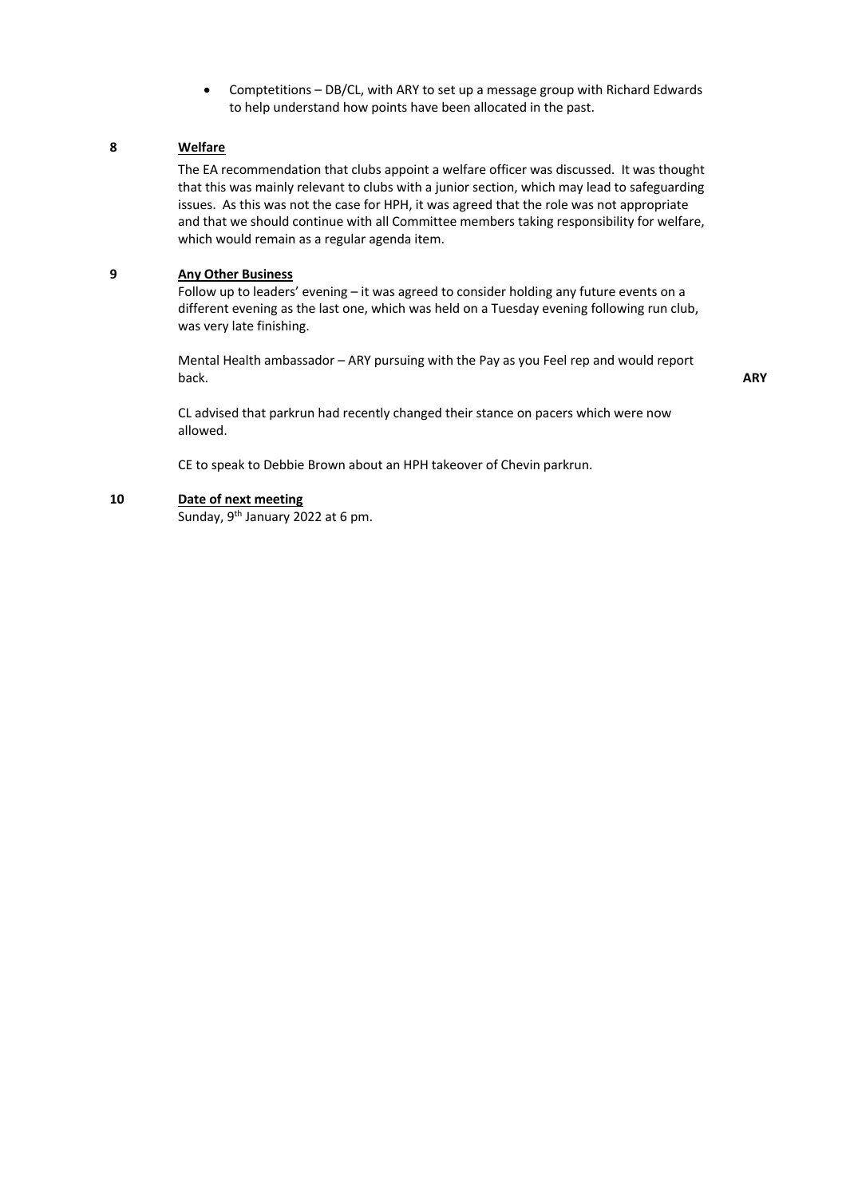- Comptetitions – DB/CL, with ARY to set up a message group with Richard Edwards to help understand how points have been allocated in the past.

**8 Welfare**

The EA recommendation that clubs appoint a welfare officer was discussed. It was thought that this was mainly relevant to clubs with a junior section, which may lead to safeguarding issues. As this was not the case for HPH, it was agreed that the role was not appropriate and that we should continue with all Committee members taking responsibility for welfare, which would remain as a regular agenda item.

**9 Any Other Business**

Follow up to leaders' evening – it was agreed to consider holding any future events on a different evening as the last one, which was held on a Tuesday evening following run club, was very late finishing.

Mental Health ambassador – ARY pursuing with the Pay as you Feel rep and would report back. **ARY**

CL advised that parkrun had recently changed their stance on pacers which were now allowed.

CE to speak to Debbie Brown about an HPH takeover of Chevin parkrun.

**10 Date of next meeting**

Sunday, 9th January 2022 at 6 pm.